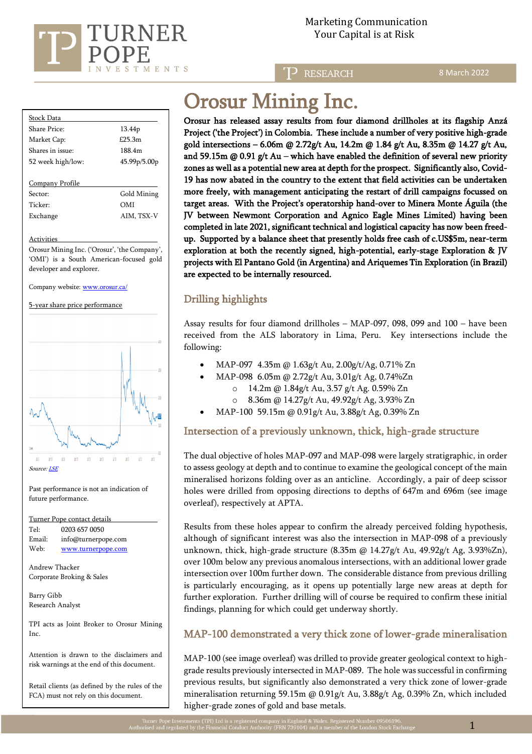Marketing Communication
Your Capital is at Risk

RESEARCH

8 March 2022

# Orosur Mining Inc.

**Orosur has released assay results from four diamond drillholes at its flagship Anzá Project ('the Project') in Colombia. These include a number of very positive high-grade gold intersections – 6.06m @ 2.72g/t Au, 14.2m @ 1.84 g/t Au, 8.35m @ 14.27 g/t Au, and 59.15m @ 0.91 g/t Au – which have enabled the definition of several new priority zones as well as a potential new area at depth for the prospect. Significantly also, Covid-19 has now abated in the country to the extent that field activities can be undertaken more freely, with management anticipating the restart of drill campaigns focussed on target areas. With the Project's operatorship hand-over to Minera Monte Águila (the JV between Newmont Corporation and Agnico Eagle Mines Limited) having been completed in late 2021, significant technical and logistical capacity has now been freed-up. Supported by a balance sheet that presently holds free cash of c.US$5m, near-term exploration at both the recently signed, high-potential, early-stage Exploration & JV projects with El Pantano Gold (in Argentina) and Ariquemes Tin Exploration (in Brazil) are expected to be internally resourced.**

## Drilling highlights

Assay results for four diamond drillholes – MAP-097, 098, 099 and 100 – have been received from the ALS laboratory in Lima, Peru. Key intersections include the following:

- MAP-097 4.35m @ 1.63g/t Au, 2.00g/t/Ag, 0.71% Zn
- MAP-098 6.05m @ 2.72g/t Au, 3.01g/t Ag, 0.74%Zn
  - 14.2m @ 1.84g/t Au, 3.57 g/t Ag. 0.59% Zn
  - 8.36m @ 14.27g/t Au, 49.92g/t Ag, 3.93% Zn
- MAP-100 59.15m @ 0.91g/t Au, 3.88g/t Ag, 0.39% Zn

## Intersection of a previously unknown, thick, high-grade structure

The dual objective of holes MAP-097 and MAP-098 were largely stratigraphic, in order to assess geology at depth and to continue to examine the geological concept of the main mineralised horizons folding over as an anticline. Accordingly, a pair of deep scissor holes were drilled from opposing directions to depths of 647m and 696m (see image overleaf), respectively at APTA.

Results from these holes appear to confirm the already perceived folding hypothesis, although of significant interest was also the intersection in MAP-098 of a previously unknown, thick, high-grade structure (8.35m @ 14.27g/t Au, 49.92g/t Ag, 3.93%Zn), over 100m below any previous anomalous intersections, with an additional lower grade intersection over 100m further down. The considerable distance from previous drilling is particularly encouraging, as it opens up potentially large new areas at depth for further exploration. Further drilling will of course be required to confirm these initial findings, planning for which could get underway shortly.

## MAP-100 demonstrated a very thick zone of lower-grade mineralisation

MAP-100 (see image overleaf) was drilled to provide greater geological context to high-grade results previously intersected in MAP-089. The hole was successful in confirming previous results, but significantly also demonstrated a very thick zone of lower-grade mineralisation returning 59.15m @ 0.91g/t Au, 3.88g/t Ag, 0.39% Zn, which included higher-grade zones of gold and base metals.

| Stock Data | |
|---|---|
| Share Price: | 13.44p |
| Market Cap: | £25.3m |
| Shares in issue: | 188.4m |
| 52 week high/low: | 45.99p/5.00p |

| Company Profile | |
|---|---|
| Sector: | Gold Mining |
| Ticker: | OMI |
| Exchange | AIM, TSX-V |

**Activities**

Orosur Mining Inc. ('Orosur', 'the Company', 'OMI') is a South American-focused gold developer and explorer.

Company website: www.orosur.ca/

5-year share price performance

Source: LSE

Past performance is not an indication of future performance.

**Turner Pope contact details**

Tel: 0203 657 0050
Email: info@turnerpope.com
Web: www.turnerpope.com

Andrew Thacker
Corporate Broking & Sales

Barry Gibb
Research Analyst

TPI acts as Joint Broker to Orosur Mining Inc.

Attention is drawn to the disclaimers and risk warnings at the end of this document.

Retail clients (as defined by the rules of the FCA) must not rely on this document.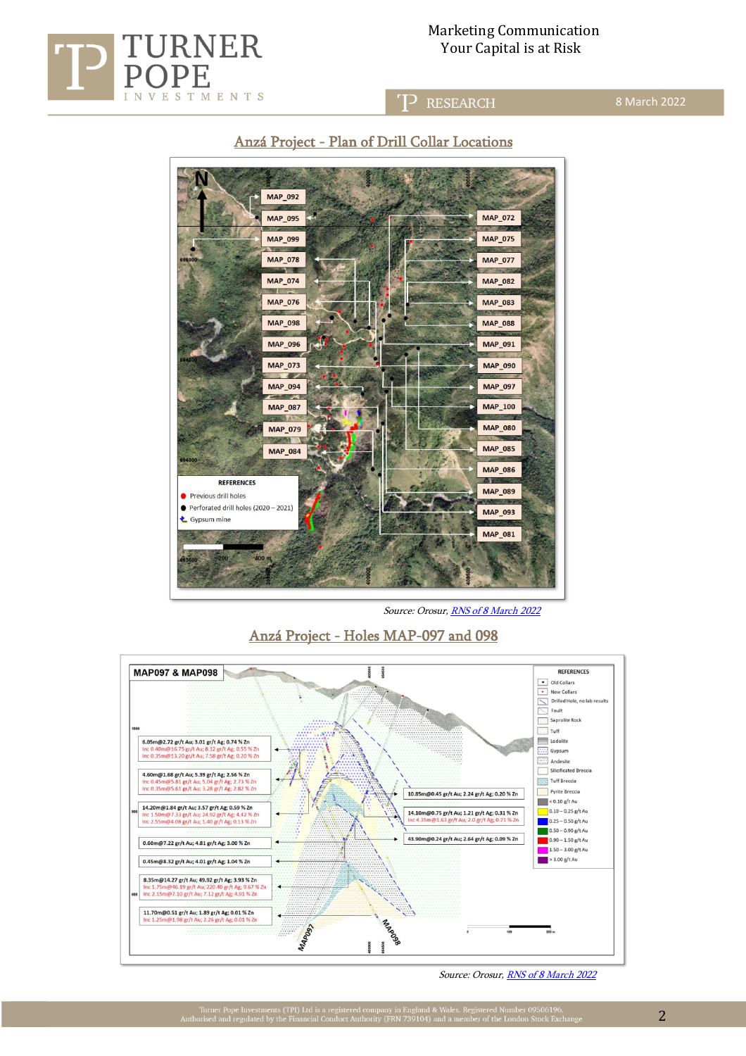## Anzá Project - Plan of Drill Collar Locations

*Source: Orosur, RNS of 8 March 2022*

## Anzá Project - Holes MAP-097 and 098

*Source: Orosur, RNS of 8 March 2022*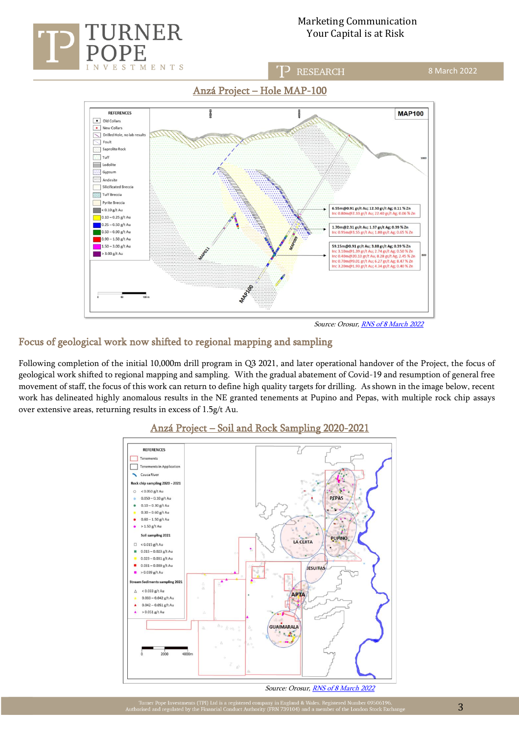## Anzá Project – Hole MAP-100

Source: Orosur, RNS of 8 March 2022

## Focus of geological work now shifted to regional mapping and sampling

Following completion of the initial 10,000m drill program in Q3 2021, and later operational handover of the Project, the focus of geological work shifted to regional mapping and sampling. With the gradual abatement of Covid-19 and resumption of general free movement of staff, the focus of this work can return to define high quality targets for drilling. As shown in the image below, recent work has delineated highly anomalous results in the NE granted tenements at Pupino and Pepas, with multiple rock chip assays over extensive areas, returning results in excess of 1.5g/t Au.

## Anzá Project – Soil and Rock Sampling 2020-2021

Source: Orosur, RNS of 8 March 2022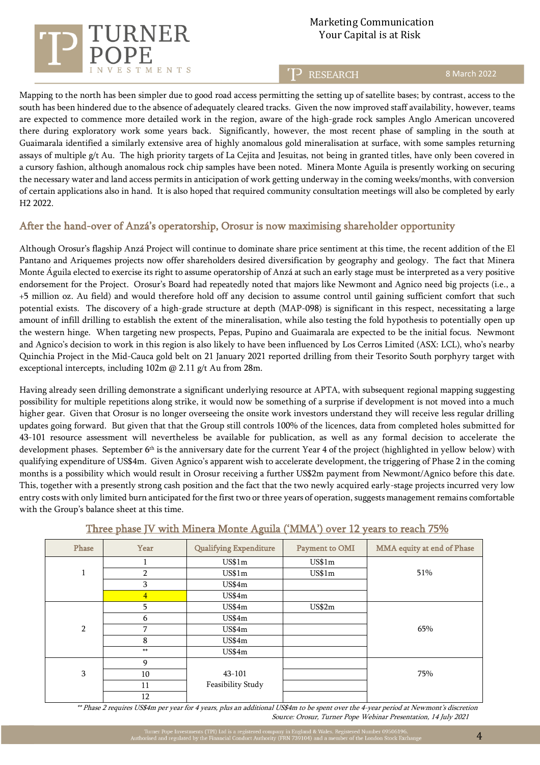Mapping to the north has been simpler due to good road access permitting the setting up of satellite bases; by contrast, access to the south has been hindered due to the absence of adequately cleared tracks. Given the now improved staff availability, however, teams are expected to commence more detailed work in the region, aware of the high-grade rock samples Anglo American uncovered there during exploratory work some years back. Significantly, however, the most recent phase of sampling in the south at Guaimarala identified a similarly extensive area of highly anomalous gold mineralisation at surface, with some samples returning assays of multiple g/t Au. The high priority targets of La Cejita and Jesuitas, not being in granted titles, have only been covered in a cursory fashion, although anomalous rock chip samples have been noted. Minera Monte Aguila is presently working on securing the necessary water and land access permits in anticipation of work getting underway in the coming weeks/months, with conversion of certain applications also in hand. It is also hoped that required community consultation meetings will also be completed by early H2 2022.

## After the hand-over of Anzá's operatorship, Orosur is now maximising shareholder opportunity

Although Orosur's flagship Anzá Project will continue to dominate share price sentiment at this time, the recent addition of the El Pantano and Ariquemes projects now offer shareholders desired diversification by geography and geology. The fact that Minera Monte Águila elected to exercise its right to assume operatorship of Anzá at such an early stage must be interpreted as a very positive endorsement for the Project. Orosur's Board had repeatedly noted that majors like Newmont and Agnico need big projects (i.e., a +5 million oz. Au field) and would therefore hold off any decision to assume control until gaining sufficient comfort that such potential exists. The discovery of a high-grade structure at depth (MAP-098) is significant in this respect, necessitating a large amount of infill drilling to establish the extent of the mineralisation, while also testing the fold hypothesis to potentially open up the western hinge. When targeting new prospects, Pepas, Pupino and Guaimarala are expected to be the initial focus. Newmont and Agnico's decision to work in this region is also likely to have been influenced by Los Cerros Limited (ASX: LCL), who's nearby Quinchia Project in the Mid-Cauca gold belt on 21 January 2021 reported drilling from their Tesorito South porphyry target with exceptional intercepts, including 102m @ 2.11 g/t Au from 28m.

Having already seen drilling demonstrate a significant underlying resource at APTA, with subsequent regional mapping suggesting possibility for multiple repetitions along strike, it would now be something of a surprise if development is not moved into a much higher gear. Given that Orosur is no longer overseeing the onsite work investors understand they will receive less regular drilling updates going forward. But given that that the Group still controls 100% of the licences, data from completed holes submitted for 43-101 resource assessment will nevertheless be available for publication, as well as any formal decision to accelerate the development phases. September 6th is the anniversary date for the current Year 4 of the project (highlighted in yellow below) with qualifying expenditure of US$4m. Given Agnico's apparent wish to accelerate development, the triggering of Phase 2 in the coming months is a possibility which would result in Orosur receiving a further US$2m payment from Newmont/Agnico before this date. This, together with a presently strong cash position and the fact that the two newly acquired early-stage projects incurred very low entry costs with only limited burn anticipated for the first two or three years of operation, suggests management remains comfortable with the Group's balance sheet at this time.

### Three phase JV with Minera Monte Aguila ('MMA') over 12 years to reach 75%

| Phase | Year | Qualifying Expenditure | Payment to OMI | MMA equity at end of Phase |
|---|---|---|---|---|
| 1 | 1 | US$1m | US$1m | 51% |
| | 2 | US$1m | US$1m | |
| | 3 | US$4m | | |
| | 4 | US$4m | | |
| 2 | 5 | US$4m | US$2m | 65% |
| | 6 | US$4m | | |
| | 7 | US$4m | | |
| | 8 | US$4m | | |
| | ** | US$4m | | |
| 3 | 9 | 43-101 Feasibility Study | | 75% |
| | 10 | | | |
| | 11 | | | |
| | 12 | | | |

*\*\* Phase 2 requires US$4m per year for 4 years, plus an additional US$4m to be spent over the 4-year period at Newmont's discretion*

*Source: Orosur, Turner Pope Webinar Presentation, 14 July 2021*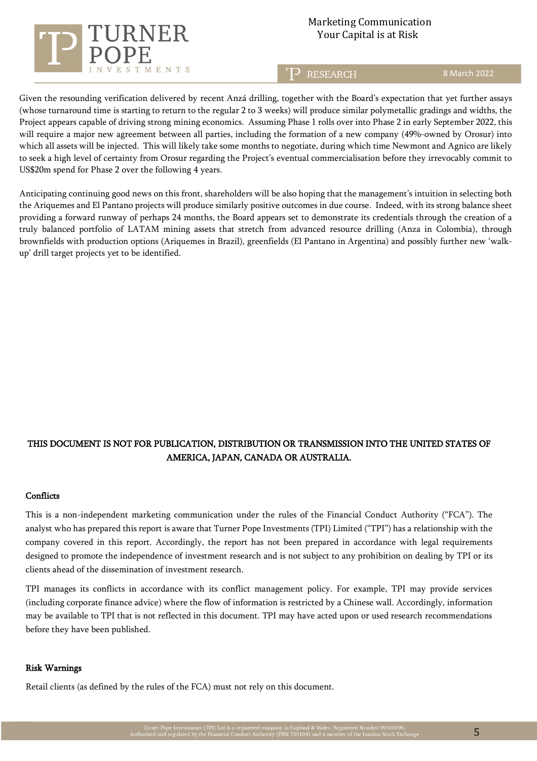Given the resounding verification delivered by recent Anzá drilling, together with the Board's expectation that yet further assays (whose turnaround time is starting to return to the regular 2 to 3 weeks) will produce similar polymetallic gradings and widths, the Project appears capable of driving strong mining economics. Assuming Phase 1 rolls over into Phase 2 in early September 2022, this will require a major new agreement between all parties, including the formation of a new company (49%-owned by Orosur) into which all assets will be injected. This will likely take some months to negotiate, during which time Newmont and Agnico are likely to seek a high level of certainty from Orosur regarding the Project's eventual commercialisation before they irrevocably commit to US$20m spend for Phase 2 over the following 4 years.

Anticipating continuing good news on this front, shareholders will be also hoping that the management's intuition in selecting both the Ariquemes and El Pantano projects will produce similarly positive outcomes in due course. Indeed, with its strong balance sheet providing a forward runway of perhaps 24 months, the Board appears set to demonstrate its credentials through the creation of a truly balanced portfolio of LATAM mining assets that stretch from advanced resource drilling (Anza in Colombia), through brownfields with production options (Ariquemes in Brazil), greenfields (El Pantano in Argentina) and possibly further new 'walk-up' drill target projects yet to be identified.

**THIS DOCUMENT IS NOT FOR PUBLICATION, DISTRIBUTION OR TRANSMISSION INTO THE UNITED STATES OF AMERICA, JAPAN, CANADA OR AUSTRALIA.**

## Conflicts

This is a non-independent marketing communication under the rules of the Financial Conduct Authority ("FCA"). The analyst who has prepared this report is aware that Turner Pope Investments (TPI) Limited ("TPI") has a relationship with the company covered in this report. Accordingly, the report has not been prepared in accordance with legal requirements designed to promote the independence of investment research and is not subject to any prohibition on dealing by TPI or its clients ahead of the dissemination of investment research.

TPI manages its conflicts in accordance with its conflict management policy. For example, TPI may provide services (including corporate finance advice) where the flow of information is restricted by a Chinese wall. Accordingly, information may be available to TPI that is not reflected in this document. TPI may have acted upon or used research recommendations before they have been published.

## Risk Warnings

Retail clients (as defined by the rules of the FCA) must not rely on this document.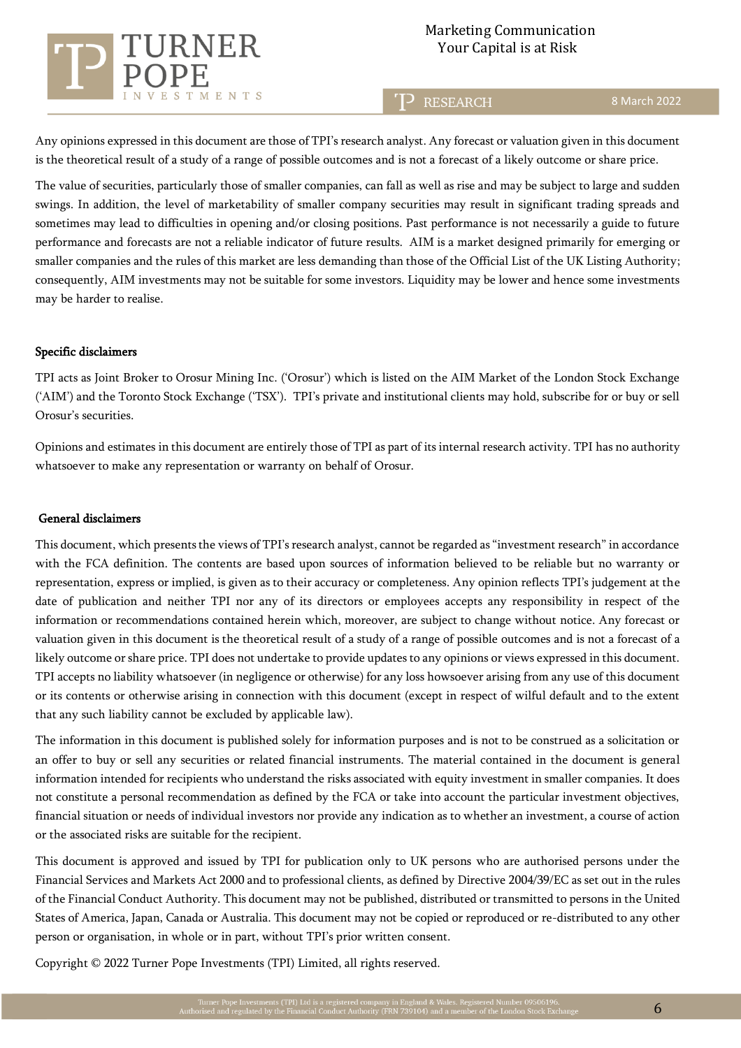Any opinions expressed in this document are those of TPI's research analyst. Any forecast or valuation given in this document is the theoretical result of a study of a range of possible outcomes and is not a forecast of a likely outcome or share price.

The value of securities, particularly those of smaller companies, can fall as well as rise and may be subject to large and sudden swings. In addition, the level of marketability of smaller company securities may result in significant trading spreads and sometimes may lead to difficulties in opening and/or closing positions. Past performance is not necessarily a guide to future performance and forecasts are not a reliable indicator of future results. AIM is a market designed primarily for emerging or smaller companies and the rules of this market are less demanding than those of the Official List of the UK Listing Authority; consequently, AIM investments may not be suitable for some investors. Liquidity may be lower and hence some investments may be harder to realise.

**Specific disclaimers**

TPI acts as Joint Broker to Orosur Mining Inc. ('Orosur') which is listed on the AIM Market of the London Stock Exchange ('AIM') and the Toronto Stock Exchange ('TSX'). TPI's private and institutional clients may hold, subscribe for or buy or sell Orosur's securities.

Opinions and estimates in this document are entirely those of TPI as part of its internal research activity. TPI has no authority whatsoever to make any representation or warranty on behalf of Orosur.

**General disclaimers**

This document, which presents the views of TPI's research analyst, cannot be regarded as "investment research" in accordance with the FCA definition. The contents are based upon sources of information believed to be reliable but no warranty or representation, express or implied, is given as to their accuracy or completeness. Any opinion reflects TPI's judgement at the date of publication and neither TPI nor any of its directors or employees accepts any responsibility in respect of the information or recommendations contained herein which, moreover, are subject to change without notice. Any forecast or valuation given in this document is the theoretical result of a study of a range of possible outcomes and is not a forecast of a likely outcome or share price. TPI does not undertake to provide updates to any opinions or views expressed in this document. TPI accepts no liability whatsoever (in negligence or otherwise) for any loss howsoever arising from any use of this document or its contents or otherwise arising in connection with this document (except in respect of wilful default and to the extent that any such liability cannot be excluded by applicable law).

The information in this document is published solely for information purposes and is not to be construed as a solicitation or an offer to buy or sell any securities or related financial instruments. The material contained in the document is general information intended for recipients who understand the risks associated with equity investment in smaller companies. It does not constitute a personal recommendation as defined by the FCA or take into account the particular investment objectives, financial situation or needs of individual investors nor provide any indication as to whether an investment, a course of action or the associated risks are suitable for the recipient.

This document is approved and issued by TPI for publication only to UK persons who are authorised persons under the Financial Services and Markets Act 2000 and to professional clients, as defined by Directive 2004/39/EC as set out in the rules of the Financial Conduct Authority. This document may not be published, distributed or transmitted to persons in the United States of America, Japan, Canada or Australia. This document may not be copied or reproduced or re-distributed to any other person or organisation, in whole or in part, without TPI's prior written consent.

Copyright © 2022 Turner Pope Investments (TPI) Limited, all rights reserved.